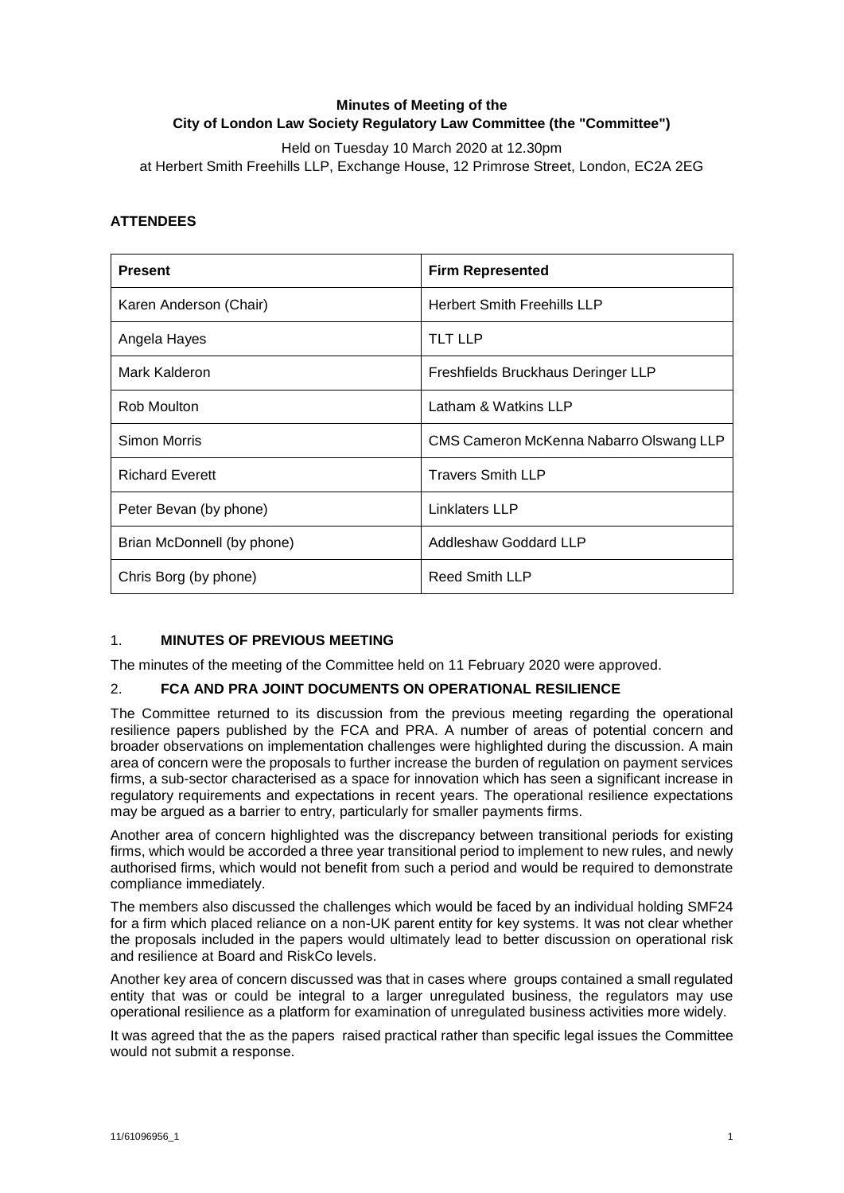**Minutes of Meeting of the**
**City of London Law Society Regulatory Law Committee (the "Committee")**

Held on Tuesday 10 March 2020 at 12.30pm
at Herbert Smith Freehills LLP, Exchange House, 12 Primrose Street, London, EC2A 2EG

## ATTENDEES

| Present | Firm Represented |
|---|---|
| Karen Anderson (Chair) | Herbert Smith Freehills LLP |
| Angela Hayes | TLT LLP |
| Mark Kalderon | Freshfields Bruckhaus Deringer LLP |
| Rob Moulton | Latham & Watkins LLP |
| Simon Morris | CMS Cameron McKenna Nabarro Olswang LLP |
| Richard Everett | Travers Smith LLP |
| Peter Bevan (by phone) | Linklaters LLP |
| Brian McDonnell (by phone) | Addleshaw Goddard LLP |
| Chris Borg (by phone) | Reed Smith LLP |

### 1. MINUTES OF PREVIOUS MEETING

The minutes of the meeting of the Committee held on 11 February 2020 were approved.

### 2. FCA AND PRA JOINT DOCUMENTS ON OPERATIONAL RESILIENCE

The Committee returned to its discussion from the previous meeting regarding the operational resilience papers published by the FCA and PRA. A number of areas of potential concern and broader observations on implementation challenges were highlighted during the discussion. A main area of concern were the proposals to further increase the burden of regulation on payment services firms, a sub-sector characterised as a space for innovation which has seen a significant increase in regulatory requirements and expectations in recent years. The operational resilience expectations may be argued as a barrier to entry, particularly for smaller payments firms.

Another area of concern highlighted was the discrepancy between transitional periods for existing firms, which would be accorded a three year transitional period to implement to new rules, and newly authorised firms, which would not benefit from such a period and would be required to demonstrate compliance immediately.

The members also discussed the challenges which would be faced by an individual holding SMF24 for a firm which placed reliance on a non-UK parent entity for key systems. It was not clear whether the proposals included in the papers would ultimately lead to better discussion on operational risk and resilience at Board and RiskCo levels.

Another key area of concern discussed was that in cases where groups contained a small regulated entity that was or could be integral to a larger unregulated business, the regulators may use operational resilience as a platform for examination of unregulated business activities more widely.

It was agreed that the as the papers raised practical rather than specific legal issues the Committee would not submit a response.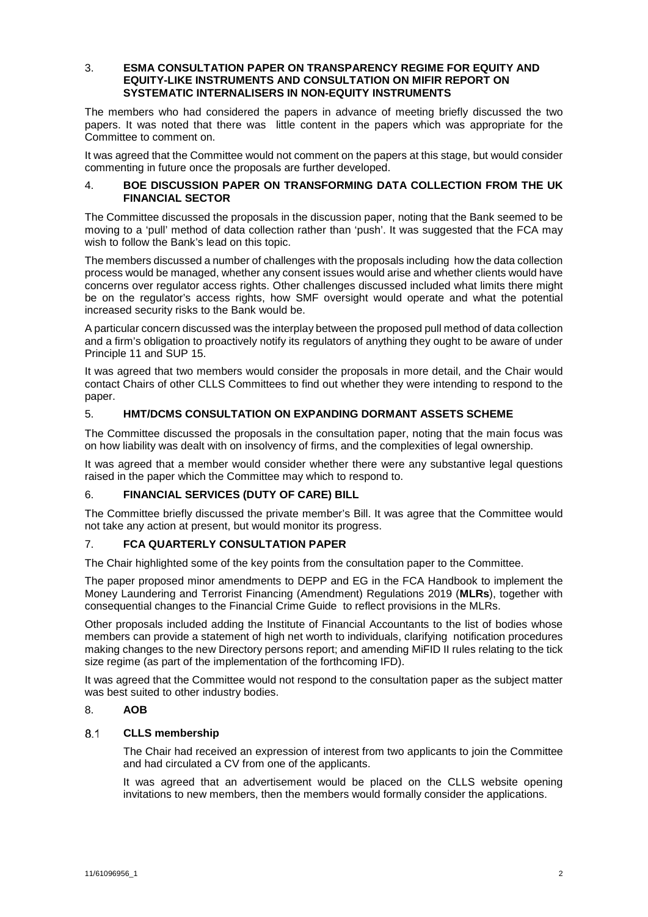## 3. ESMA CONSULTATION PAPER ON TRANSPARENCY REGIME FOR EQUITY AND EQUITY-LIKE INSTRUMENTS AND CONSULTATION ON MIFIR REPORT ON SYSTEMATIC INTERNALISERS IN NON-EQUITY INSTRUMENTS

The members who had considered the papers in advance of meeting briefly discussed the two papers. It was noted that there was little content in the papers which was appropriate for the Committee to comment on.

It was agreed that the Committee would not comment on the papers at this stage, but would consider commenting in future once the proposals are further developed.

## 4. BOE DISCUSSION PAPER ON TRANSFORMING DATA COLLECTION FROM THE UK FINANCIAL SECTOR

The Committee discussed the proposals in the discussion paper, noting that the Bank seemed to be moving to a 'pull' method of data collection rather than 'push'. It was suggested that the FCA may wish to follow the Bank's lead on this topic.

The members discussed a number of challenges with the proposals including how the data collection process would be managed, whether any consent issues would arise and whether clients would have concerns over regulator access rights. Other challenges discussed included what limits there might be on the regulator's access rights, how SMF oversight would operate and what the potential increased security risks to the Bank would be.

A particular concern discussed was the interplay between the proposed pull method of data collection and a firm's obligation to proactively notify its regulators of anything they ought to be aware of under Principle 11 and SUP 15.

It was agreed that two members would consider the proposals in more detail, and the Chair would contact Chairs of other CLLS Committees to find out whether they were intending to respond to the paper.

## 5. HMT/DCMS CONSULTATION ON EXPANDING DORMANT ASSETS SCHEME

The Committee discussed the proposals in the consultation paper, noting that the main focus was on how liability was dealt with on insolvency of firms, and the complexities of legal ownership.

It was agreed that a member would consider whether there were any substantive legal questions raised in the paper which the Committee may which to respond to.

## 6. FINANCIAL SERVICES (DUTY OF CARE) BILL

The Committee briefly discussed the private member's Bill. It was agree that the Committee would not take any action at present, but would monitor its progress.

## 7. FCA QUARTERLY CONSULTATION PAPER

The Chair highlighted some of the key points from the consultation paper to the Committee.

The paper proposed minor amendments to DEPP and EG in the FCA Handbook to implement the Money Laundering and Terrorist Financing (Amendment) Regulations 2019 (**MLRs**), together with consequential changes to the Financial Crime Guide to reflect provisions in the MLRs.

Other proposals included adding the Institute of Financial Accountants to the list of bodies whose members can provide a statement of high net worth to individuals, clarifying notification procedures making changes to the new Directory persons report; and amending MiFID II rules relating to the tick size regime (as part of the implementation of the forthcoming IFD).

It was agreed that the Committee would not respond to the consultation paper as the subject matter was best suited to other industry bodies.

## 8. AOB

### 8.1 CLLS membership

The Chair had received an expression of interest from two applicants to join the Committee and had circulated a CV from one of the applicants.

It was agreed that an advertisement would be placed on the CLLS website opening invitations to new members, then the members would formally consider the applications.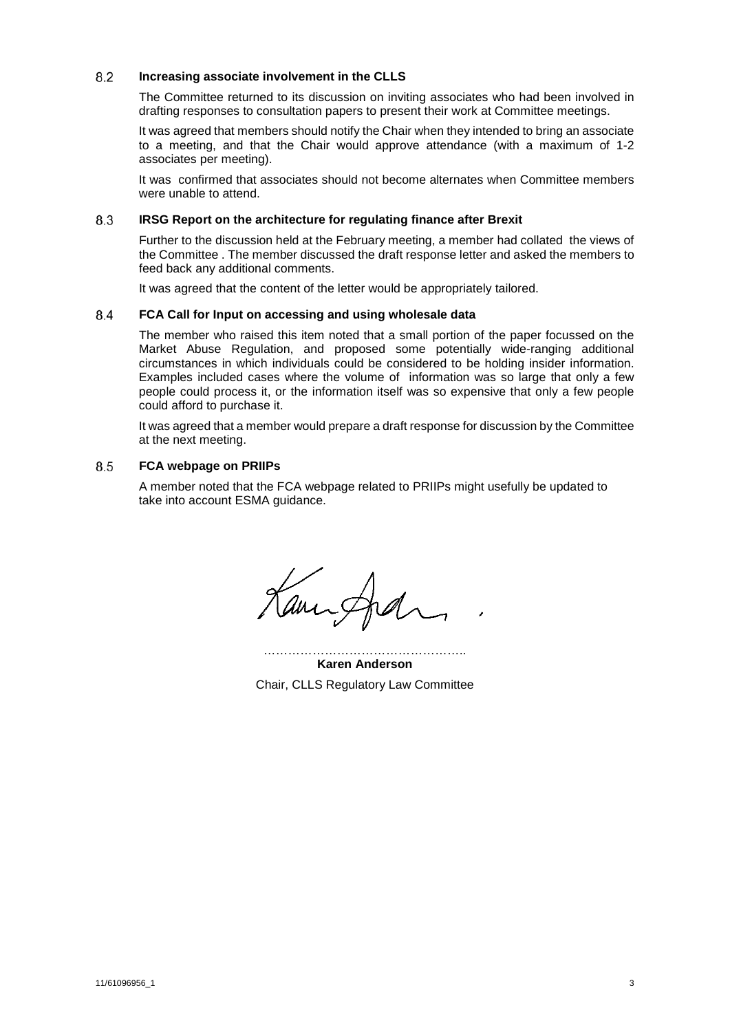### 8.2 Increasing associate involvement in the CLLS

The Committee returned to its discussion on inviting associates who had been involved in drafting responses to consultation papers to present their work at Committee meetings.

It was agreed that members should notify the Chair when they intended to bring an associate to a meeting, and that the Chair would approve attendance (with a maximum of 1-2 associates per meeting).

It was confirmed that associates should not become alternates when Committee members were unable to attend.

### 8.3 IRSG Report on the architecture for regulating finance after Brexit

Further to the discussion held at the February meeting, a member had collated the views of the Committee . The member discussed the draft response letter and asked the members to feed back any additional comments.

It was agreed that the content of the letter would be appropriately tailored.

### 8.4 FCA Call for Input on accessing and using wholesale data

The member who raised this item noted that a small portion of the paper focussed on the Market Abuse Regulation, and proposed some potentially wide-ranging additional circumstances in which individuals could be considered to be holding insider information. Examples included cases where the volume of information was so large that only a few people could process it, or the information itself was so expensive that only a few people could afford to purchase it.

It was agreed that a member would prepare a draft response for discussion by the Committee at the next meeting.

### 8.5 FCA webpage on PRIIPs

A member noted that the FCA webpage related to PRIIPs might usefully be updated to take into account ESMA guidance.

…………………………………………..

**Karen Anderson**

Chair, CLLS Regulatory Law Committee